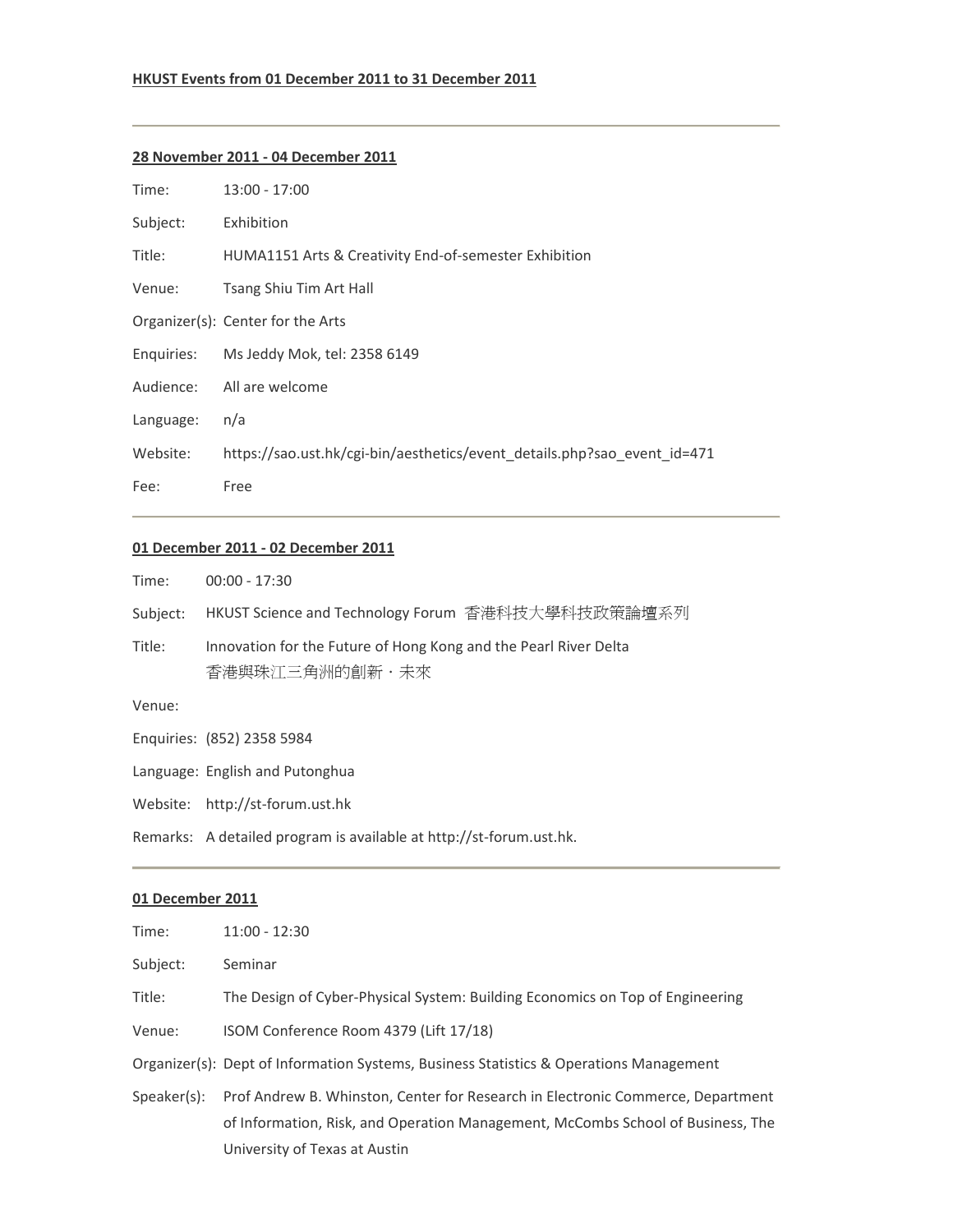**HKUST Events from 01 December 2011 to 31 December 2011**

---

**28 November 2011 - 04 December 2011**

| | |
|---|---|
| Time: | 13:00 - 17:00 |
| Subject: | Exhibition |
| Title: | HUMA1151 Arts & Creativity End-of-semester Exhibition |
| Venue: | Tsang Shiu Tim Art Hall |
| Organizer(s): | Center for the Arts |
| Enquiries: | Ms Jeddy Mok, tel: 2358 6149 |
| Audience: | All are welcome |
| Language: | n/a |
| Website: | https://sao.ust.hk/cgi-bin/aesthetics/event_details.php?sao_event_id=471 |
| Fee: | Free |

---

**01 December 2011 - 02 December 2011**

| | |
|---|---|
| Time: | 00:00 - 17:30 |
| Subject: | HKUST Science and Technology Forum 香港科技大學科技政策論壇系列 |
| Title: | Innovation for the Future of Hong Kong and the Pearl River Delta<br>香港與珠江三角洲的創新・未來 |
| Venue: | |
| Enquiries: | (852) 2358 5984 |
| Language: | English and Putonghua |
| Website: | http://st-forum.ust.hk |
| Remarks: | A detailed program is available at http://st-forum.ust.hk. |

---

**01 December 2011**

| | |
|---|---|
| Time: | 11:00 - 12:30 |
| Subject: | Seminar |
| Title: | The Design of Cyber-Physical System: Building Economics on Top of Engineering |
| Venue: | ISOM Conference Room 4379 (Lift 17/18) |
| Organizer(s): | Dept of Information Systems, Business Statistics & Operations Management |
| Speaker(s): | Prof Andrew B. Whinston, Center for Research in Electronic Commerce, Department of Information, Risk, and Operation Management, McCombs School of Business, The University of Texas at Austin |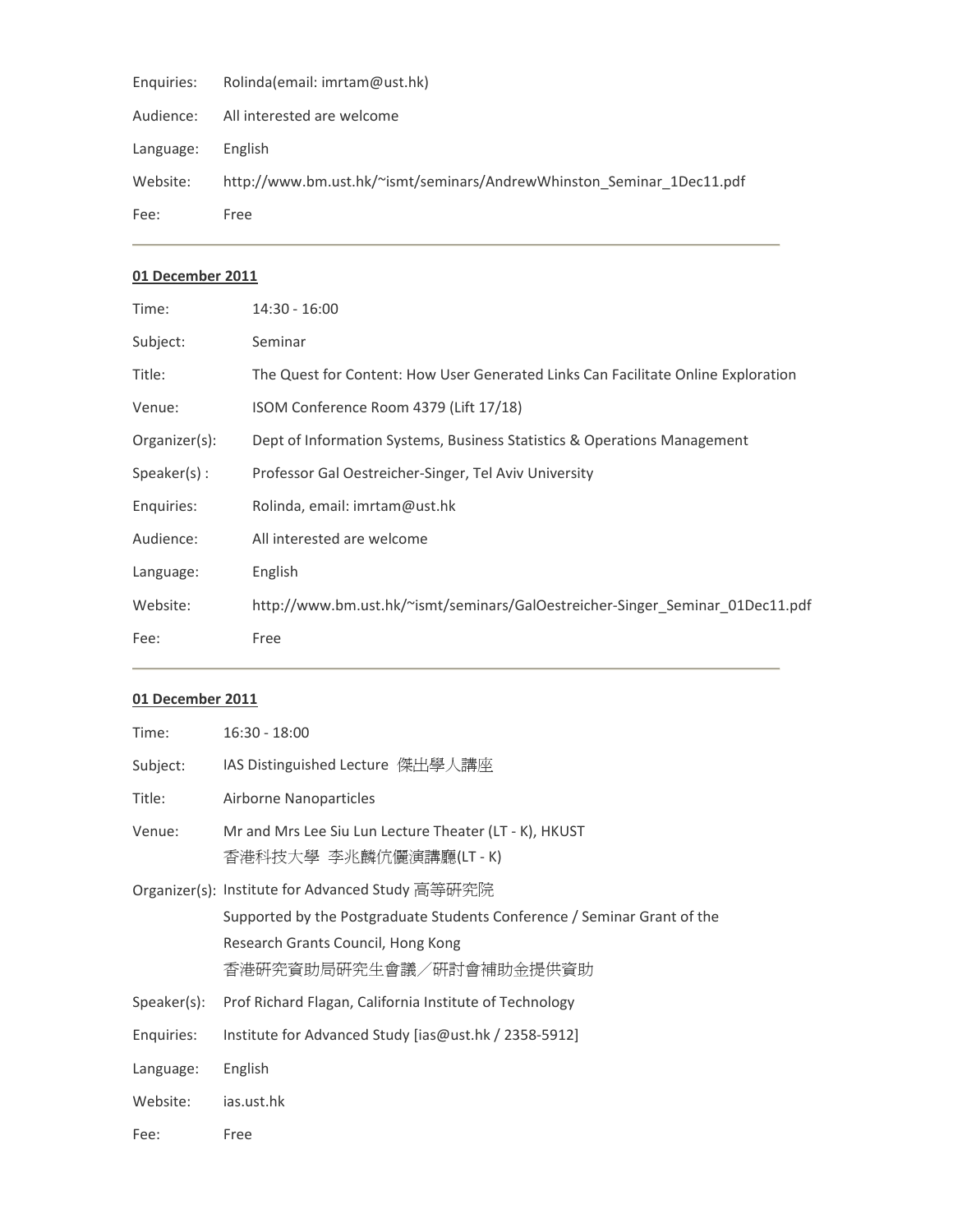| | |
|---|---|
| Enquiries: | Rolinda(email: imrtam@ust.hk) |
| Audience: | All interested are welcome |
| Language: | English |
| Website: | http://www.bm.ust.hk/~ismt/seminars/AndrewWhinston_Seminar_1Dec11.pdf |
| Fee: | Free |

---

**01 December 2011**

| | |
|---|---|
| Time: | 14:30 - 16:00 |
| Subject: | Seminar |
| Title: | The Quest for Content: How User Generated Links Can Facilitate Online Exploration |
| Venue: | ISOM Conference Room 4379 (Lift 17/18) |
| Organizer(s): | Dept of Information Systems, Business Statistics & Operations Management |
| Speaker(s) : | Professor Gal Oestreicher-Singer, Tel Aviv University |
| Enquiries: | Rolinda, email: imrtam@ust.hk |
| Audience: | All interested are welcome |
| Language: | English |
| Website: | http://www.bm.ust.hk/~ismt/seminars/GalOestreicher-Singer_Seminar_01Dec11.pdf |
| Fee: | Free |

---

**01 December 2011**

| | |
|---|---|
| Time: | 16:30 - 18:00 |
| Subject: | IAS Distinguished Lecture 傑出學人講座 |
| Title: | Airborne Nanoparticles |
| Venue: | Mr and Mrs Lee Siu Lun Lecture Theater (LT - K), HKUST<br>香港科技大學 李兆麟伉儷演講廳(LT - K) |
| Organizer(s): | Institute for Advanced Study 高等研究院<br>Supported by the Postgraduate Students Conference / Seminar Grant of the Research Grants Council, Hong Kong<br>香港研究資助局研究生會議／研討會補助金提供資助 |
| Speaker(s): | Prof Richard Flagan, California Institute of Technology |
| Enquiries: | Institute for Advanced Study [ias@ust.hk / 2358-5912] |
| Language: | English |
| Website: | ias.ust.hk |
| Fee: | Free |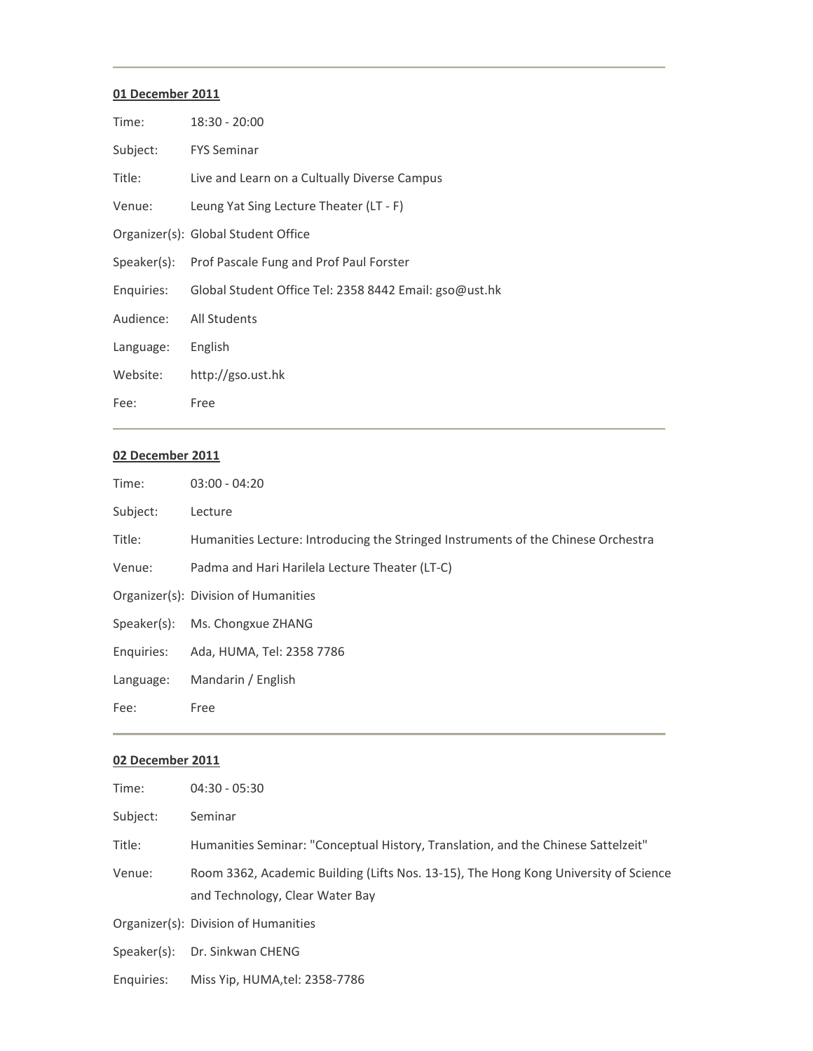---

**01 December 2011**

| | |
|---|---|
| Time: | 18:30 - 20:00 |
| Subject: | FYS Seminar |
| Title: | Live and Learn on a Cultually Diverse Campus |
| Venue: | Leung Yat Sing Lecture Theater (LT - F) |
| Organizer(s): | Global Student Office |
| Speaker(s): | Prof Pascale Fung and Prof Paul Forster |
| Enquiries: | Global Student Office Tel: 2358 8442 Email: gso@ust.hk |
| Audience: | All Students |
| Language: | English |
| Website: | http://gso.ust.hk |
| Fee: | Free |

---

**02 December 2011**

| | |
|---|---|
| Time: | 03:00 - 04:20 |
| Subject: | Lecture |
| Title: | Humanities Lecture: Introducing the Stringed Instruments of the Chinese Orchestra |
| Venue: | Padma and Hari Harilela Lecture Theater (LT-C) |
| Organizer(s): | Division of Humanities |
| Speaker(s): | Ms. Chongxue ZHANG |
| Enquiries: | Ada, HUMA, Tel: 2358 7786 |
| Language: | Mandarin / English |
| Fee: | Free |

---

**02 December 2011**

| | |
|---|---|
| Time: | 04:30 - 05:30 |
| Subject: | Seminar |
| Title: | Humanities Seminar: "Conceptual History, Translation, and the Chinese Sattelzeit" |
| Venue: | Room 3362, Academic Building (Lifts Nos. 13-15), The Hong Kong University of Science and Technology, Clear Water Bay |
| Organizer(s): | Division of Humanities |
| Speaker(s): | Dr. Sinkwan CHENG |
| Enquiries: | Miss Yip, HUMA,tel: 2358-7786 |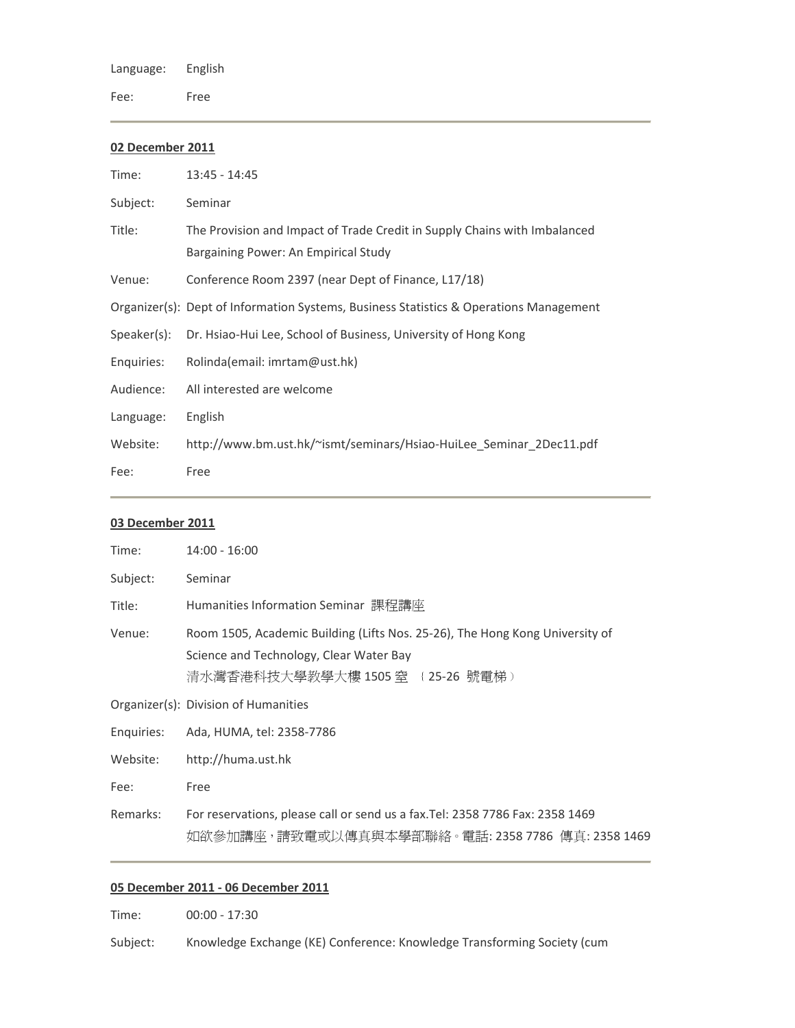| | |
|---|---|
| Language: | English |
| Fee: | Free |

**02 December 2011**

| | |
|---|---|
| Time: | 13:45 - 14:45 |
| Subject: | Seminar |
| Title: | The Provision and Impact of Trade Credit in Supply Chains with Imbalanced Bargaining Power: An Empirical Study |
| Venue: | Conference Room 2397 (near Dept of Finance, L17/18) |
| Organizer(s): | Dept of Information Systems, Business Statistics & Operations Management |
| Speaker(s): | Dr. Hsiao-Hui Lee, School of Business, University of Hong Kong |
| Enquiries: | Rolinda(email: imrtam@ust.hk) |
| Audience: | All interested are welcome |
| Language: | English |
| Website: | http://www.bm.ust.hk/~ismt/seminars/Hsiao-HuiLee_Seminar_2Dec11.pdf |
| Fee: | Free |

**03 December 2011**

| | |
|---|---|
| Time: | 14:00 - 16:00 |
| Subject: | Seminar |
| Title: | Humanities Information Seminar 課程講座 |
| Venue: | Room 1505, Academic Building (Lifts Nos. 25-26), The Hong Kong University of Science and Technology, Clear Water Bay<br>清水灣香港科技大學教學大樓 1505 室 （25-26 號電梯） |
| Organizer(s): | Division of Humanities |
| Enquiries: | Ada, HUMA, tel: 2358-7786 |
| Website: | http://huma.ust.hk |
| Fee: | Free |
| Remarks: | For reservations, please call or send us a fax.Tel: 2358 7786 Fax: 2358 1469<br>如欲參加講座，請致電或以傳真與本學部聯絡。電話: 2358 7786 傳真: 2358 1469 |

**05 December 2011 - 06 December 2011**

| | |
|---|---|
| Time: | 00:00 - 17:30 |
| Subject: | Knowledge Exchange (KE) Conference: Knowledge Transforming Society (cum |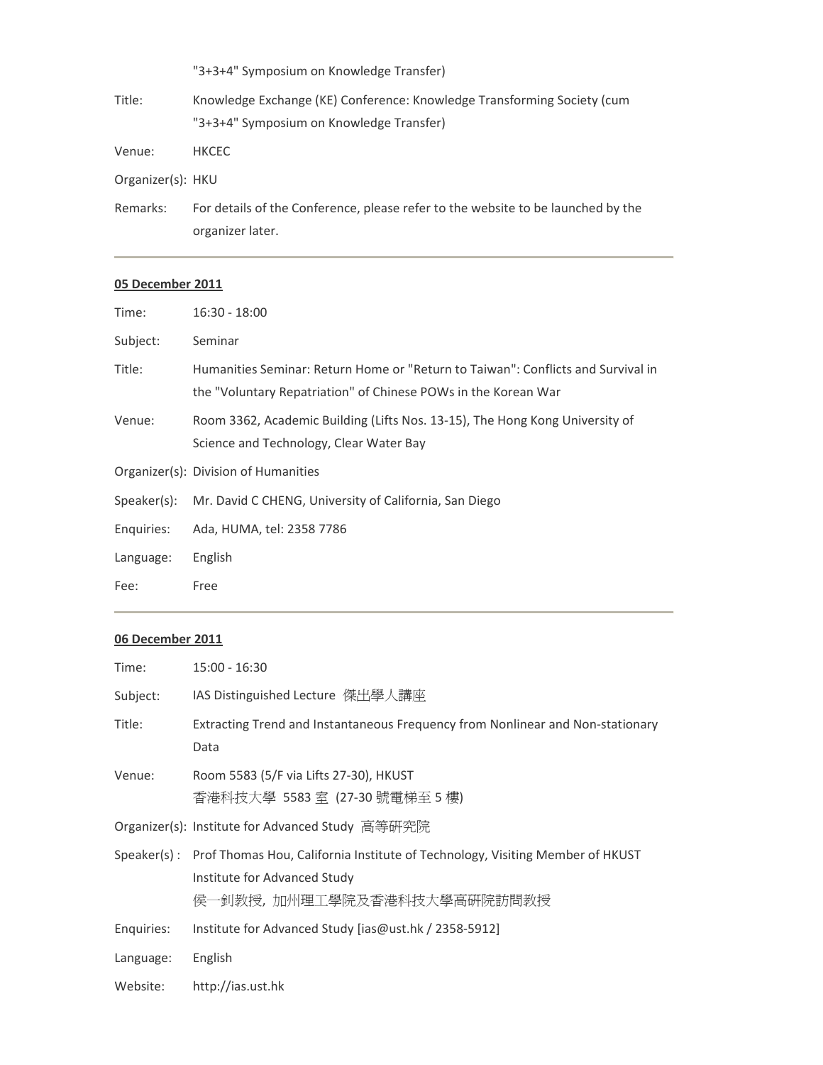"3+3+4" Symposium on Knowledge Transfer)

Title: Knowledge Exchange (KE) Conference: Knowledge Transforming Society (cum "3+3+4" Symposium on Knowledge Transfer)

Venue: HKCEC

Organizer(s): HKU

Remarks: For details of the Conference, please refer to the website to be launched by the organizer later.

---

**05 December 2011**

Time: 16:30 - 18:00

Subject: Seminar

Title: Humanities Seminar: Return Home or "Return to Taiwan": Conflicts and Survival in the "Voluntary Repatriation" of Chinese POWs in the Korean War

Venue: Room 3362, Academic Building (Lifts Nos. 13-15), The Hong Kong University of Science and Technology, Clear Water Bay

Organizer(s): Division of Humanities

Speaker(s): Mr. David C CHENG, University of California, San Diego

Enquiries: Ada, HUMA, tel: 2358 7786

Language: English

Fee: Free

---

**06 December 2011**

Time: 15:00 - 16:30

Subject: IAS Distinguished Lecture 傑出學人講座

Title: Extracting Trend and Instantaneous Frequency from Nonlinear and Non-stationary Data

Venue: Room 5583 (5/F via Lifts 27-30), HKUST
香港科技大學 5583 室 (27-30 號電梯至 5 樓)

Organizer(s): Institute for Advanced Study 高等研究院

Speaker(s) : Prof Thomas Hou, California Institute of Technology, Visiting Member of HKUST Institute for Advanced Study
侯一釗教授, 加州理工學院及香港科技大學高研院訪問教授

Enquiries: Institute for Advanced Study [ias@ust.hk / 2358-5912]

Language: English

Website: http://ias.ust.hk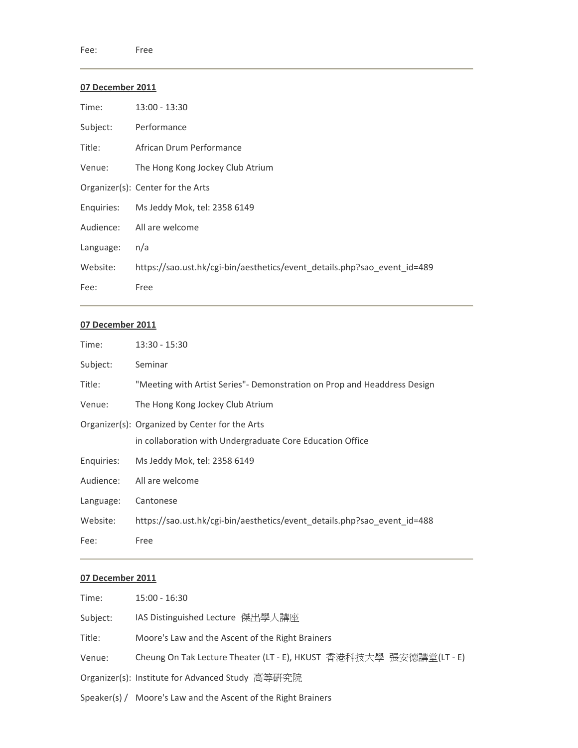Fee: Free

---

**07 December 2011**

| | |
|---|---|
| Time: | 13:00 - 13:30 |
| Subject: | Performance |
| Title: | African Drum Performance |
| Venue: | The Hong Kong Jockey Club Atrium |
| Organizer(s): | Center for the Arts |
| Enquiries: | Ms Jeddy Mok, tel: 2358 6149 |
| Audience: | All are welcome |
| Language: | n/a |
| Website: | https://sao.ust.hk/cgi-bin/aesthetics/event_details.php?sao_event_id=489 |
| Fee: | Free |

---

**07 December 2011**

| | |
|---|---|
| Time: | 13:30 - 15:30 |
| Subject: | Seminar |
| Title: | "Meeting with Artist Series"- Demonstration on Prop and Headdress Design |
| Venue: | The Hong Kong Jockey Club Atrium |
| Organizer(s): | Organized by Center for the Arts<br>in collaboration with Undergraduate Core Education Office |
| Enquiries: | Ms Jeddy Mok, tel: 2358 6149 |
| Audience: | All are welcome |
| Language: | Cantonese |
| Website: | https://sao.ust.hk/cgi-bin/aesthetics/event_details.php?sao_event_id=488 |
| Fee: | Free |

---

**07 December 2011**

| | |
|---|---|
| Time: | 15:00 - 16:30 |
| Subject: | IAS Distinguished Lecture 傑出學人講座 |
| Title: | Moore's Law and the Ascent of the Right Brainers |
| Venue: | Cheung On Tak Lecture Theater (LT - E), HKUST 香港科技大學 張安德講堂(LT - E) |
| Organizer(s): | Institute for Advanced Study 高等研究院 |
| Speaker(s) / | Moore's Law and the Ascent of the Right Brainers |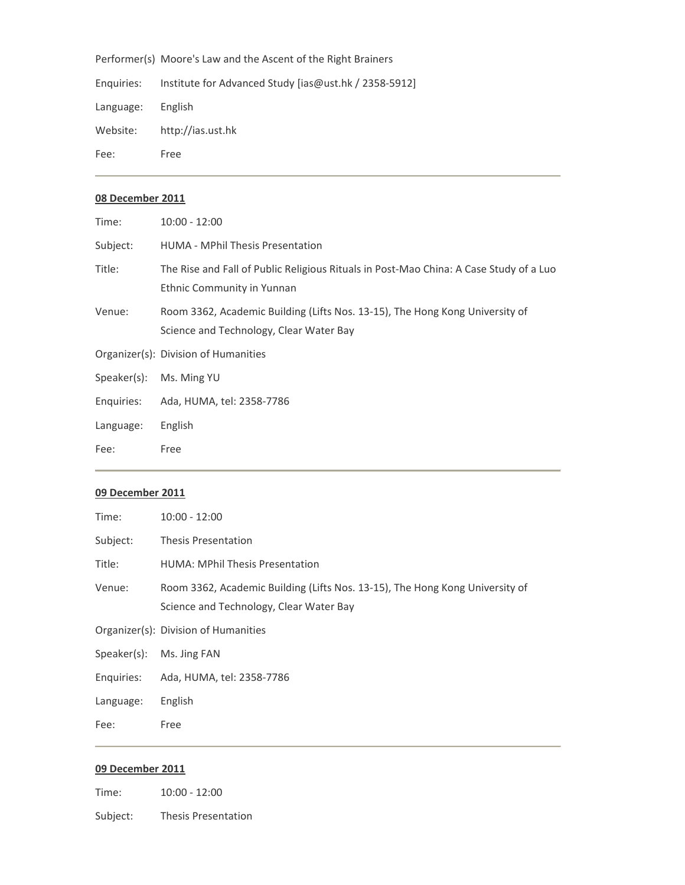Performer(s) Moore's Law and the Ascent of the Right Brainers

Enquiries: Institute for Advanced Study [ias@ust.hk / 2358-5912]

Language: English

Website: http://ias.ust.hk

Fee: Free

---

**08 December 2011**

Time: 10:00 - 12:00

Subject: HUMA - MPhil Thesis Presentation

Title: The Rise and Fall of Public Religious Rituals in Post-Mao China: A Case Study of a Luo Ethnic Community in Yunnan

Venue: Room 3362, Academic Building (Lifts Nos. 13-15), The Hong Kong University of Science and Technology, Clear Water Bay

Organizer(s): Division of Humanities

Speaker(s): Ms. Ming YU

Enquiries: Ada, HUMA, tel: 2358-7786

Language: English

Fee: Free

---

**09 December 2011**

Time: 10:00 - 12:00

Subject: Thesis Presentation

Title: HUMA: MPhil Thesis Presentation

Venue: Room 3362, Academic Building (Lifts Nos. 13-15), The Hong Kong University of Science and Technology, Clear Water Bay

Organizer(s): Division of Humanities

Speaker(s): Ms. Jing FAN

Enquiries: Ada, HUMA, tel: 2358-7786

Language: English

Fee: Free

---

**09 December 2011**

Time: 10:00 - 12:00

Subject: Thesis Presentation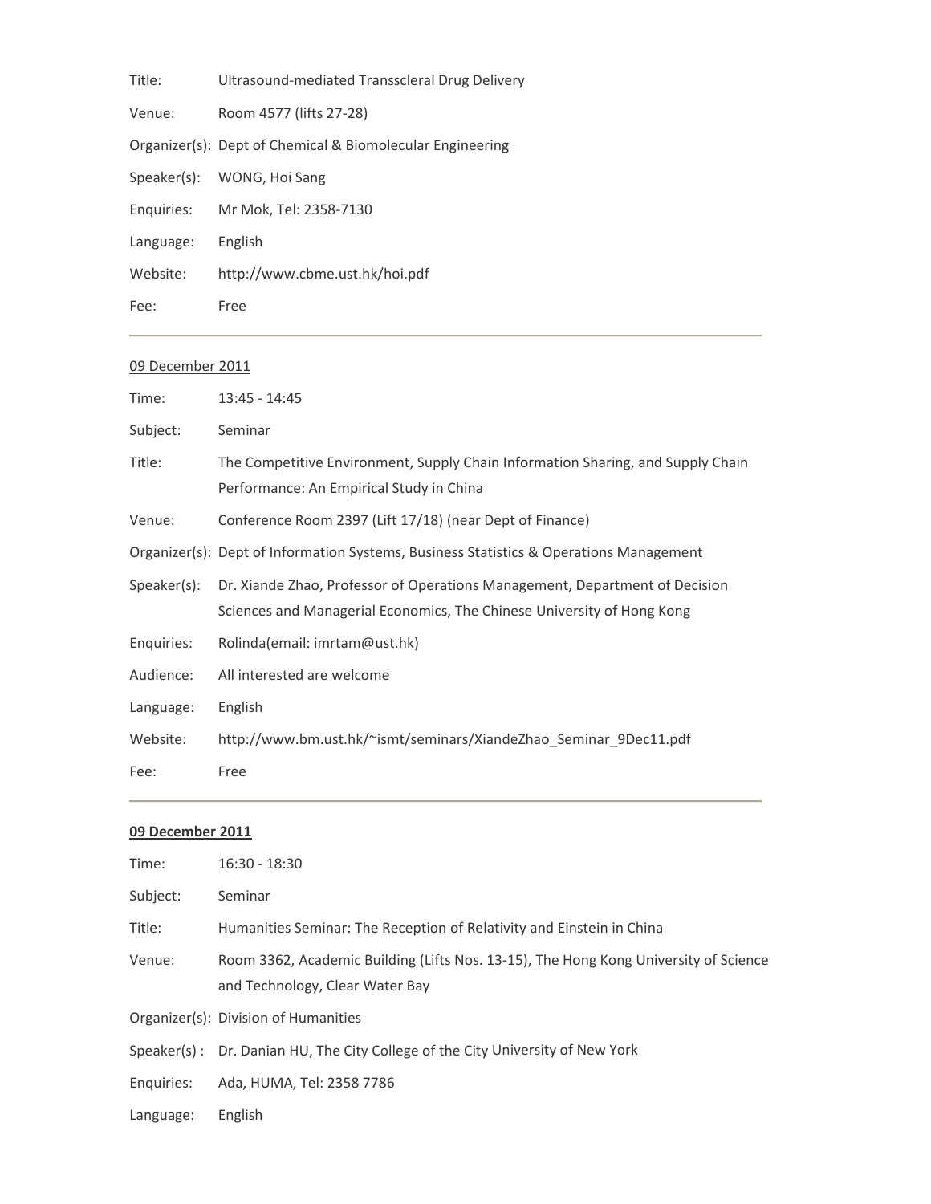Title: Ultrasound-mediated Transscleral Drug Delivery

Venue: Room 4577 (lifts 27-28)

Organizer(s): Dept of Chemical & Biomolecular Engineering

Speaker(s): WONG, Hoi Sang

Enquiries: Mr Mok, Tel: 2358-7130

Language: English

Website: http://www.cbme.ust.hk/hoi.pdf

Fee: Free

---

09 December 2011

Time: 13:45 - 14:45

Subject: Seminar

Title: The Competitive Environment, Supply Chain Information Sharing, and Supply Chain Performance: An Empirical Study in China

Venue: Conference Room 2397 (Lift 17/18) (near Dept of Finance)

Organizer(s): Dept of Information Systems, Business Statistics & Operations Management

Speaker(s): Dr. Xiande Zhao, Professor of Operations Management, Department of Decision Sciences and Managerial Economics, The Chinese University of Hong Kong

Enquiries: Rolinda(email: imrtam@ust.hk)

Audience: All interested are welcome

Language: English

Website: http://www.bm.ust.hk/~ismt/seminars/XiandeZhao_Seminar_9Dec11.pdf

Fee: Free

---

**09 December 2011**

Time: 16:30 - 18:30

Subject: Seminar

Title: Humanities Seminar: The Reception of Relativity and Einstein in China

Venue: Room 3362, Academic Building (Lifts Nos. 13-15), The Hong Kong University of Science and Technology, Clear Water Bay

Organizer(s): Division of Humanities

Speaker(s) : Dr. Danian HU, The City College of the City University of New York

Enquiries: Ada, HUMA, Tel: 2358 7786

Language: English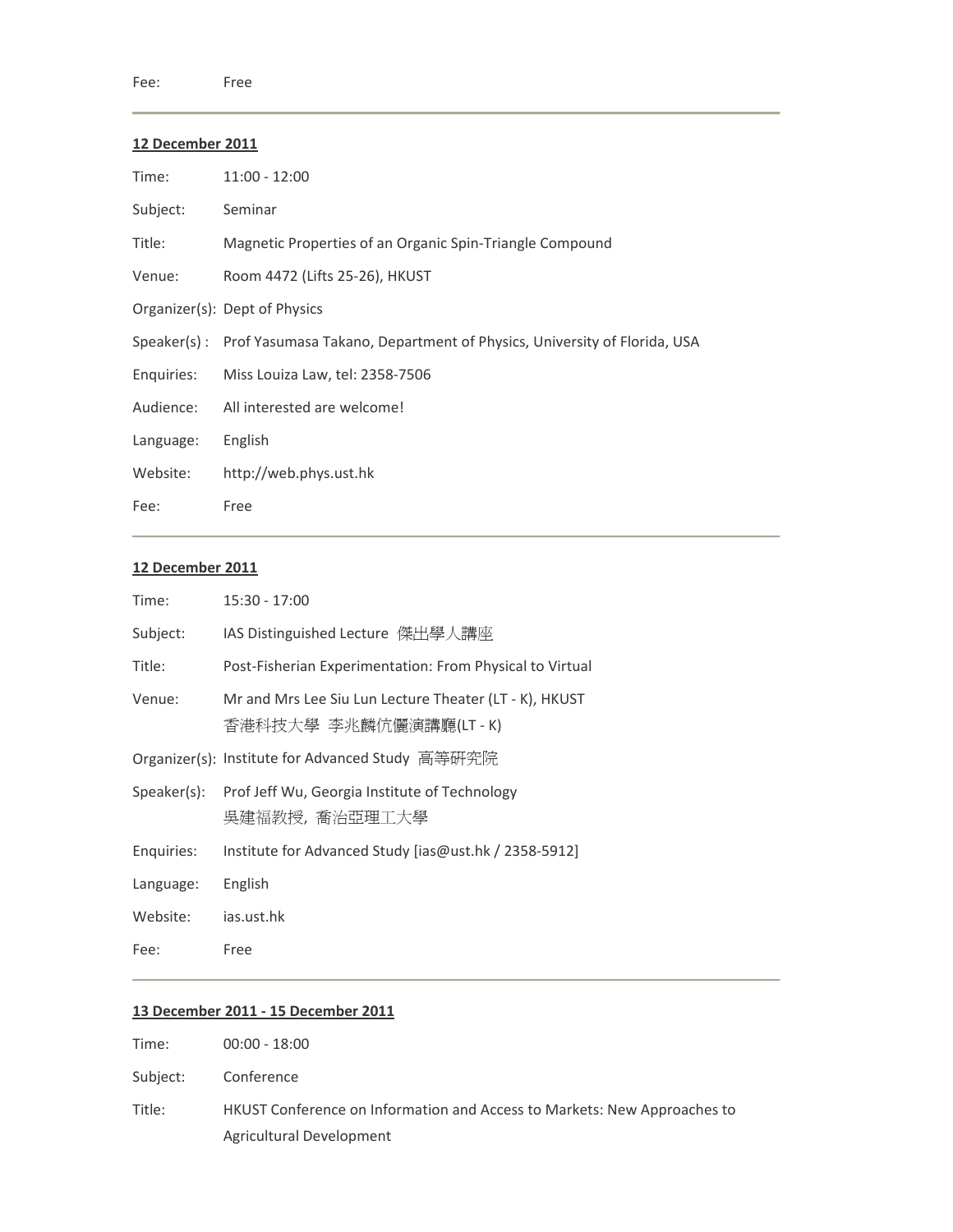Fee: Free

---

**12 December 2011**

Time: 11:00 - 12:00

Subject: Seminar

Title: Magnetic Properties of an Organic Spin-Triangle Compound

Venue: Room 4472 (Lifts 25-26), HKUST

Organizer(s): Dept of Physics

Speaker(s) : Prof Yasumasa Takano, Department of Physics, University of Florida, USA

Enquiries: Miss Louiza Law, tel: 2358-7506

Audience: All interested are welcome!

Language: English

Website: http://web.phys.ust.hk

Fee: Free

---

**12 December 2011**

Time: 15:30 - 17:00

Subject: IAS Distinguished Lecture 傑出學人講座

Title: Post-Fisherian Experimentation: From Physical to Virtual

Venue: Mr and Mrs Lee Siu Lun Lecture Theater (LT - K), HKUST
香港科技大學 李兆麟伉儷演講廳(LT - K)

Organizer(s): Institute for Advanced Study 高等研究院

Speaker(s): Prof Jeff Wu, Georgia Institute of Technology
吳建福教授, 喬治亞理工大學

Enquiries: Institute for Advanced Study [ias@ust.hk / 2358-5912]

Language: English

Website: ias.ust.hk

Fee: Free

---

**13 December 2011 - 15 December 2011**

Time: 00:00 - 18:00

Subject: Conference

Title: HKUST Conference on Information and Access to Markets: New Approaches to Agricultural Development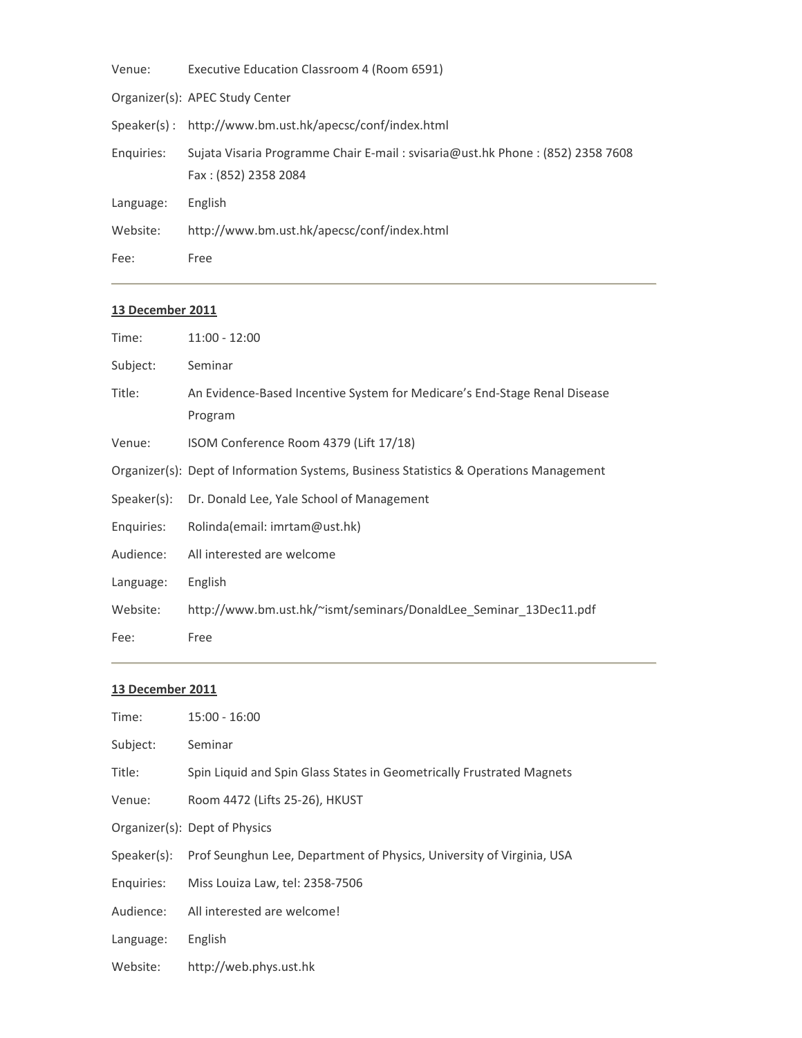Venue: Executive Education Classroom 4 (Room 6591)

Organizer(s): APEC Study Center

Speaker(s) : http://www.bm.ust.hk/apecsc/conf/index.html

Enquiries: Sujata Visaria Programme Chair E-mail : svisaria@ust.hk Phone : (852) 2358 7608 Fax : (852) 2358 2084

Language: English

Website: http://www.bm.ust.hk/apecsc/conf/index.html

Fee: Free

---

**13 December 2011**

Time: 11:00 - 12:00

Subject: Seminar

Title: An Evidence-Based Incentive System for Medicare's End-Stage Renal Disease Program

Venue: ISOM Conference Room 4379 (Lift 17/18)

Organizer(s): Dept of Information Systems, Business Statistics & Operations Management

Speaker(s): Dr. Donald Lee, Yale School of Management

Enquiries: Rolinda(email: imrtam@ust.hk)

Audience: All interested are welcome

Language: English

Website: http://www.bm.ust.hk/~ismt/seminars/DonaldLee_Seminar_13Dec11.pdf

Fee: Free

---

**13 December 2011**

Time: 15:00 - 16:00

Subject: Seminar

Title: Spin Liquid and Spin Glass States in Geometrically Frustrated Magnets

Venue: Room 4472 (Lifts 25-26), HKUST

Organizer(s): Dept of Physics

Speaker(s): Prof Seunghun Lee, Department of Physics, University of Virginia, USA

Enquiries: Miss Louiza Law, tel: 2358-7506

Audience: All interested are welcome!

Language: English

Website: http://web.phys.ust.hk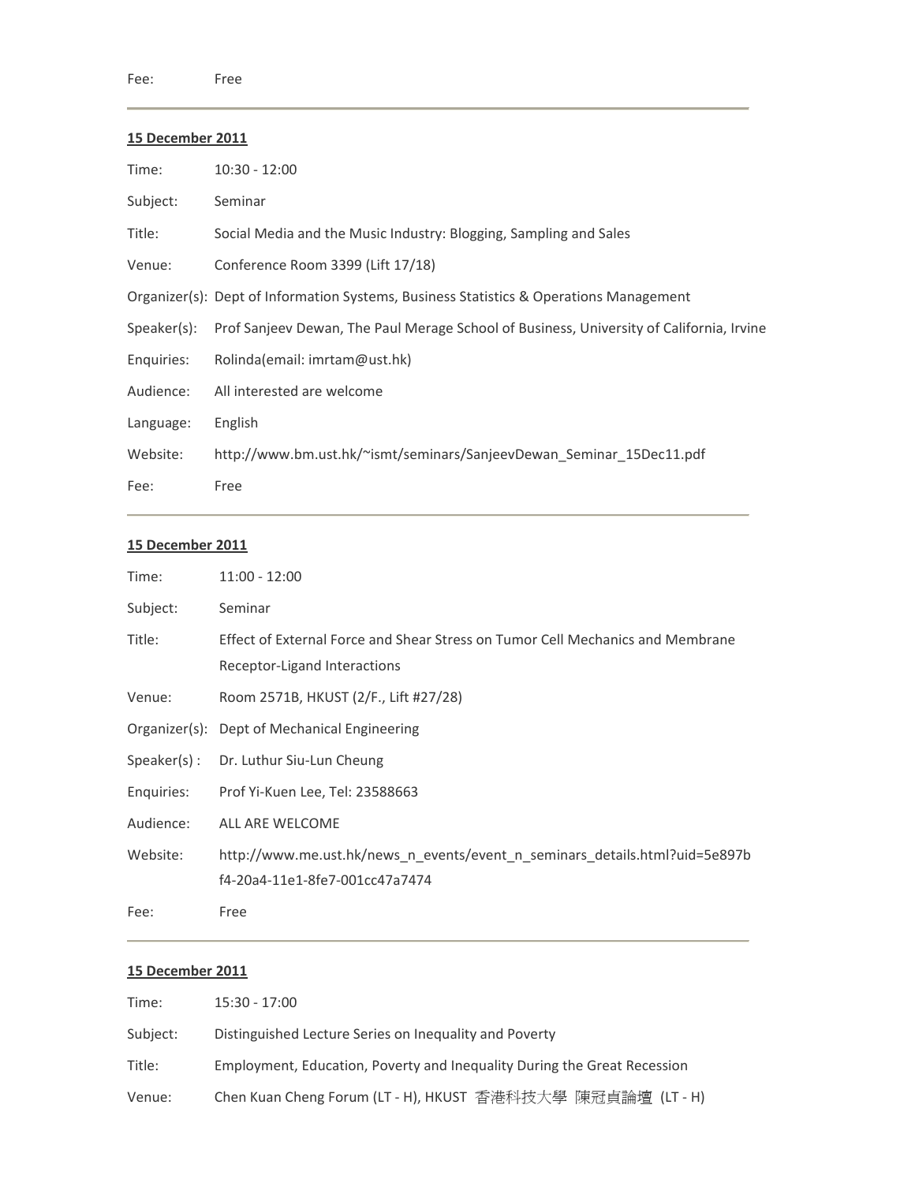Fee: Free

---

**15 December 2011**

| | |
|---|---|
| Time: | 10:30 - 12:00 |
| Subject: | Seminar |
| Title: | Social Media and the Music Industry: Blogging, Sampling and Sales |
| Venue: | Conference Room 3399 (Lift 17/18) |
| Organizer(s): | Dept of Information Systems, Business Statistics & Operations Management |
| Speaker(s): | Prof Sanjeev Dewan, The Paul Merage School of Business, University of California, Irvine |
| Enquiries: | Rolinda(email: imrtam@ust.hk) |
| Audience: | All interested are welcome |
| Language: | English |
| Website: | http://www.bm.ust.hk/~ismt/seminars/SanjeevDewan_Seminar_15Dec11.pdf |
| Fee: | Free |

---

**15 December 2011**

| | |
|---|---|
| Time: | 11:00 - 12:00 |
| Subject: | Seminar |
| Title: | Effect of External Force and Shear Stress on Tumor Cell Mechanics and Membrane Receptor-Ligand Interactions |
| Venue: | Room 2571B, HKUST (2/F., Lift #27/28) |
| Organizer(s): | Dept of Mechanical Engineering |
| Speaker(s) : | Dr. Luthur Siu-Lun Cheung |
| Enquiries: | Prof Yi-Kuen Lee, Tel: 23588663 |
| Audience: | ALL ARE WELCOME |
| Website: | http://www.me.ust.hk/news_n_events/event_n_seminars_details.html?uid=5e897bf4-20a4-11e1-8fe7-001cc47a7474 |
| Fee: | Free |

---

**15 December 2011**

| | |
|---|---|
| Time: | 15:30 - 17:00 |
| Subject: | Distinguished Lecture Series on Inequality and Poverty |
| Title: | Employment, Education, Poverty and Inequality During the Great Recession |
| Venue: | Chen Kuan Cheng Forum (LT - H), HKUST 香港科技大學 陳冠貞論壇 (LT - H) |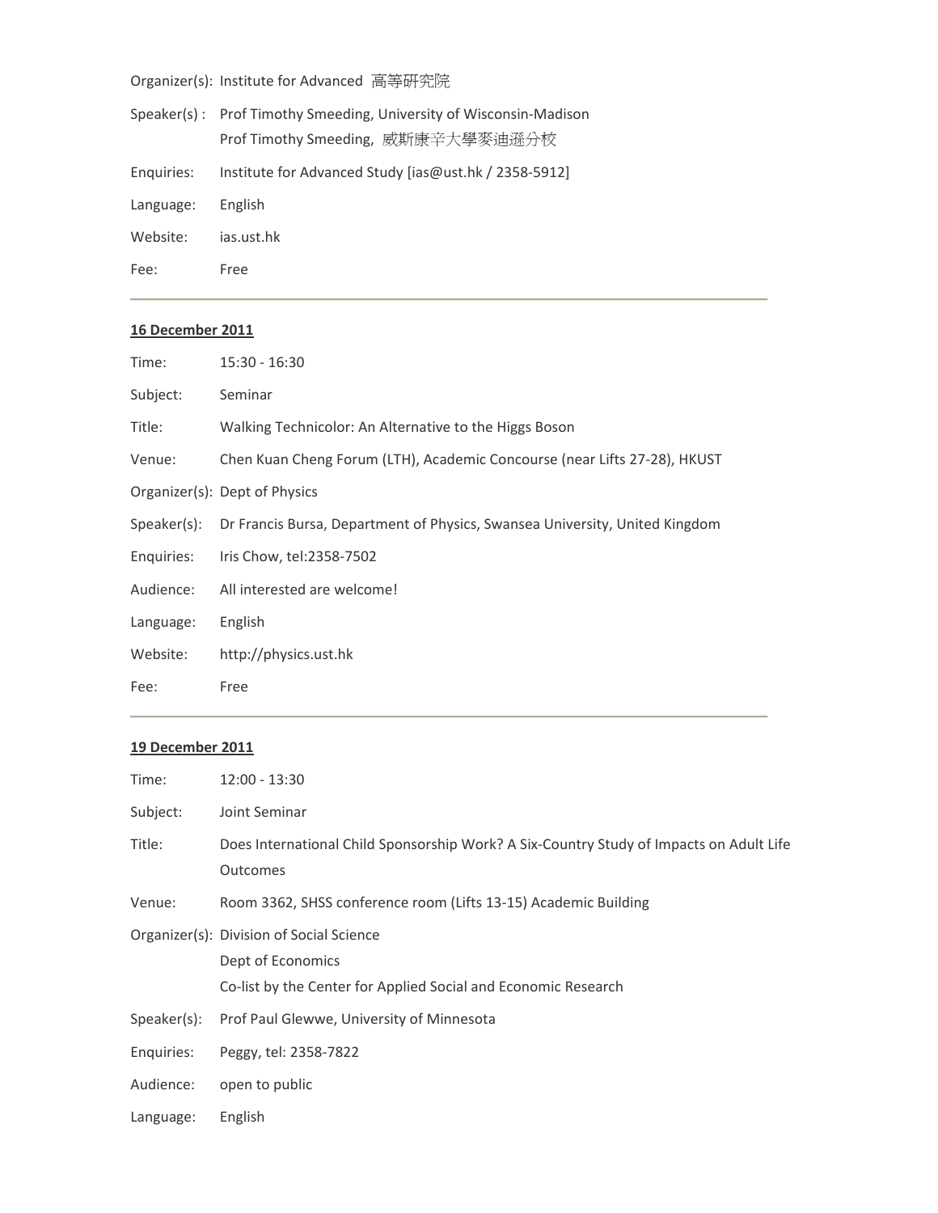Organizer(s): Institute for Advanced 高等研究院

Speaker(s) : Prof Timothy Smeeding, University of Wisconsin-Madison
Prof Timothy Smeeding, 威斯康辛大學麥迪遜分校

Enquiries: Institute for Advanced Study [ias@ust.hk / 2358-5912]

Language: English

Website: ias.ust.hk

Fee: Free

---

**16 December 2011**

Time: 15:30 - 16:30

Subject: Seminar

Title: Walking Technicolor: An Alternative to the Higgs Boson

Venue: Chen Kuan Cheng Forum (LTH), Academic Concourse (near Lifts 27-28), HKUST

Organizer(s): Dept of Physics

Speaker(s): Dr Francis Bursa, Department of Physics, Swansea University, United Kingdom

Enquiries: Iris Chow, tel:2358-7502

Audience: All interested are welcome!

Language: English

Website: http://physics.ust.hk

Fee: Free

---

**19 December 2011**

Time: 12:00 - 13:30

Subject: Joint Seminar

Title: Does International Child Sponsorship Work? A Six-Country Study of Impacts on Adult Life Outcomes

Venue: Room 3362, SHSS conference room (Lifts 13-15) Academic Building

Organizer(s): Division of Social Science
Dept of Economics
Co-list by the Center for Applied Social and Economic Research

Speaker(s): Prof Paul Glewwe, University of Minnesota

Enquiries: Peggy, tel: 2358-7822

Audience: open to public

Language: English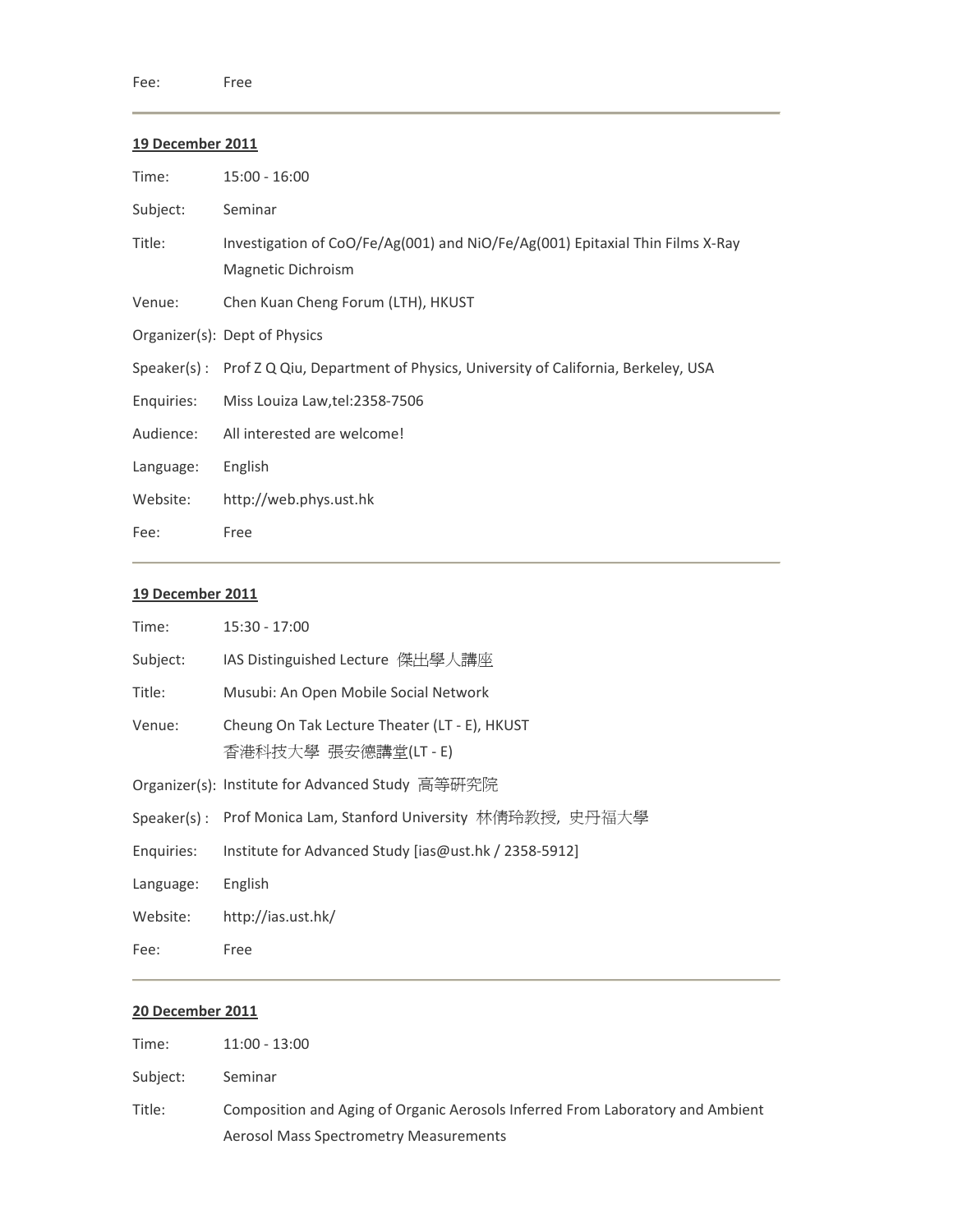Fee: Free

---

**19 December 2011**

Time: 15:00 - 16:00

Subject: Seminar

Title: Investigation of CoO/Fe/Ag(001) and NiO/Fe/Ag(001) Epitaxial Thin Films X-Ray Magnetic Dichroism

Venue: Chen Kuan Cheng Forum (LTH), HKUST

Organizer(s): Dept of Physics

Speaker(s) : Prof Z Q Qiu, Department of Physics, University of California, Berkeley, USA

Enquiries: Miss Louiza Law,tel:2358-7506

Audience: All interested are welcome!

Language: English

Website: http://web.phys.ust.hk

Fee: Free

---

**19 December 2011**

Time: 15:30 - 17:00

Subject: IAS Distinguished Lecture 傑出學人講座

Title: Musubi: An Open Mobile Social Network

Venue: Cheung On Tak Lecture Theater (LT - E), HKUST
香港科技大學 張安德講堂(LT - E)

Organizer(s): Institute for Advanced Study 高等研究院

Speaker(s) : Prof Monica Lam, Stanford University 林倩玲教授, 史丹福大學

Enquiries: Institute for Advanced Study [ias@ust.hk / 2358-5912]

Language: English

Website: http://ias.ust.hk/

Fee: Free

---

**20 December 2011**

Time: 11:00 - 13:00

Subject: Seminar

Title: Composition and Aging of Organic Aerosols Inferred From Laboratory and Ambient Aerosol Mass Spectrometry Measurements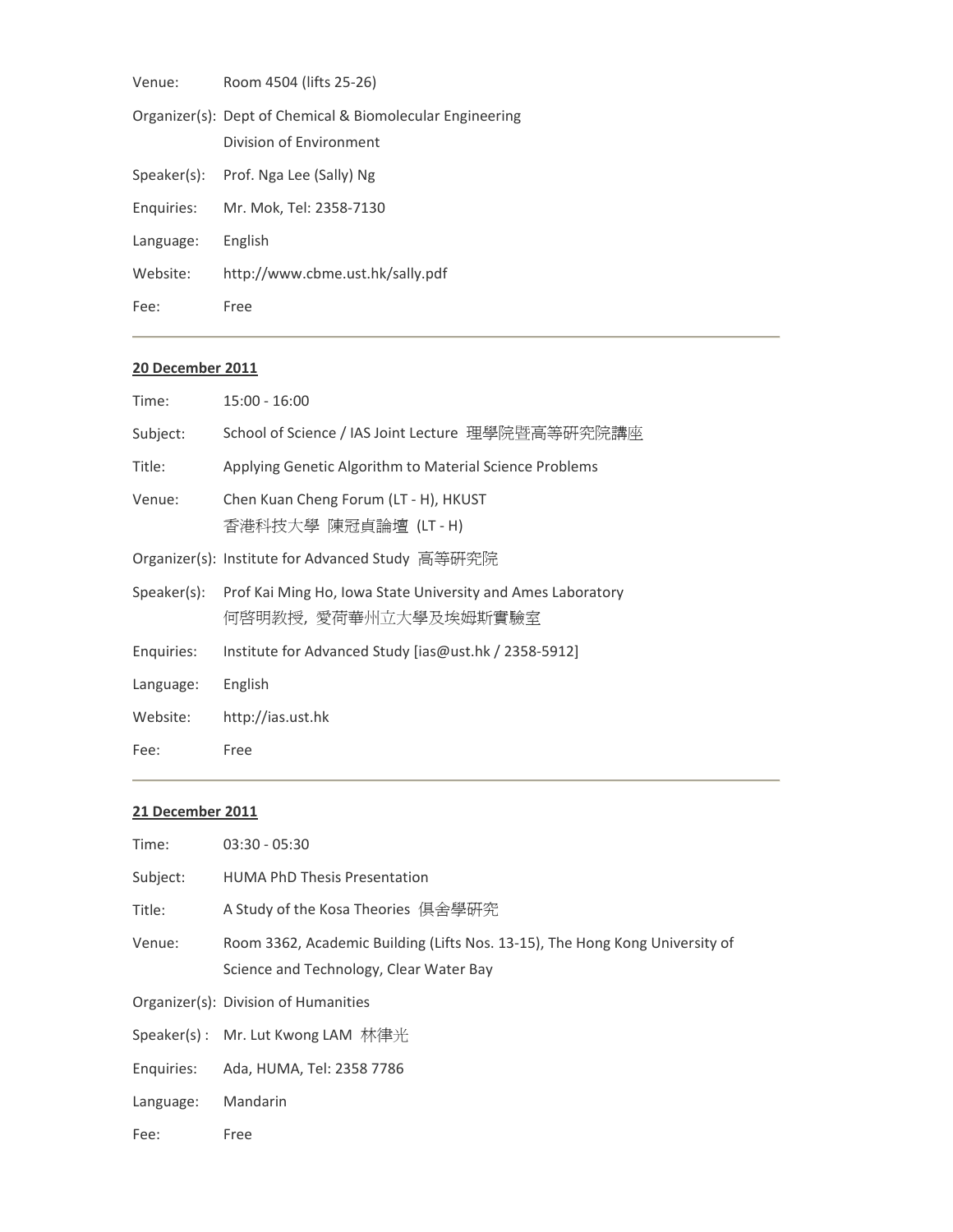Venue: Room 4504 (lifts 25-26)

Organizer(s): Dept of Chemical & Biomolecular Engineering
Division of Environment

Speaker(s): Prof. Nga Lee (Sally) Ng

Enquiries: Mr. Mok, Tel: 2358-7130

Language: English

Website: http://www.cbme.ust.hk/sally.pdf

Fee: Free

---

**20 December 2011**

Time: 15:00 - 16:00

Subject: School of Science / IAS Joint Lecture 理學院暨高等研究院講座

Title: Applying Genetic Algorithm to Material Science Problems

Venue: Chen Kuan Cheng Forum (LT - H), HKUST
香港科技大學 陳冠貞論壇 (LT - H)

Organizer(s): Institute for Advanced Study 高等研究院

Speaker(s): Prof Kai Ming Ho, Iowa State University and Ames Laboratory
何啓明教授, 愛荷華州立大學及埃姆斯實驗室

Enquiries: Institute for Advanced Study [ias@ust.hk / 2358-5912]

Language: English

Website: http://ias.ust.hk

Fee: Free

---

**21 December 2011**

Time: 03:30 - 05:30

Subject: HUMA PhD Thesis Presentation

Title: A Study of the Kosa Theories 俱舍學研究

Venue: Room 3362, Academic Building (Lifts Nos. 13-15), The Hong Kong University of Science and Technology, Clear Water Bay

Organizer(s): Division of Humanities

Speaker(s) : Mr. Lut Kwong LAM 林律光

Enquiries: Ada, HUMA, Tel: 2358 7786

Language: Mandarin

Fee: Free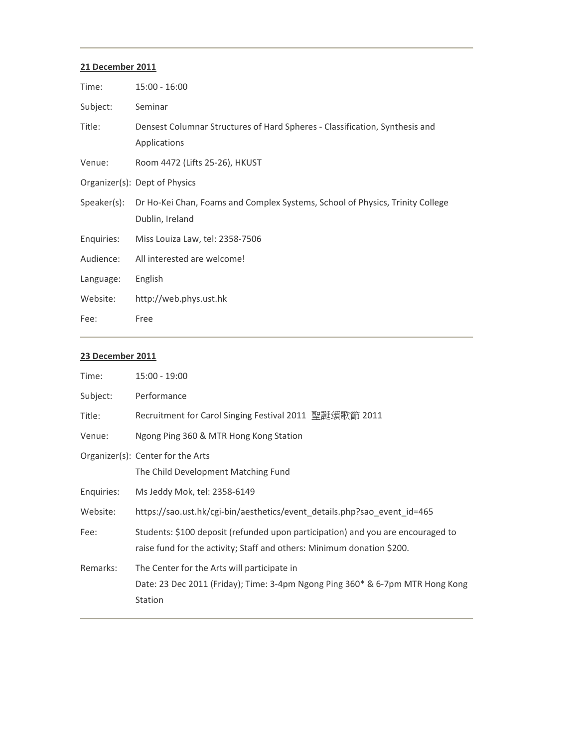---

**21 December 2011**

| | |
|---|---|
| Time: | 15:00 - 16:00 |
| Subject: | Seminar |
| Title: | Densest Columnar Structures of Hard Spheres - Classification, Synthesis and Applications |
| Venue: | Room 4472 (Lifts 25-26), HKUST |
| Organizer(s): | Dept of Physics |
| Speaker(s): | Dr Ho-Kei Chan, Foams and Complex Systems, School of Physics, Trinity College Dublin, Ireland |
| Enquiries: | Miss Louiza Law, tel: 2358-7506 |
| Audience: | All interested are welcome! |
| Language: | English |
| Website: | http://web.phys.ust.hk |
| Fee: | Free |

---

**23 December 2011**

| | |
|---|---|
| Time: | 15:00 - 19:00 |
| Subject: | Performance |
| Title: | Recruitment for Carol Singing Festival 2011 聖誕頌歌節 2011 |
| Venue: | Ngong Ping 360 & MTR Hong Kong Station |
| Organizer(s): | Center for the Arts<br>The Child Development Matching Fund |
| Enquiries: | Ms Jeddy Mok, tel: 2358-6149 |
| Website: | https://sao.ust.hk/cgi-bin/aesthetics/event_details.php?sao_event_id=465 |
| Fee: | Students: $100 deposit (refunded upon participation) and you are encouraged to raise fund for the activity; Staff and others: Minimum donation $200. |
| Remarks: | The Center for the Arts will participate in<br>Date: 23 Dec 2011 (Friday); Time: 3-4pm Ngong Ping 360* & 6-7pm MTR Hong Kong Station |

---